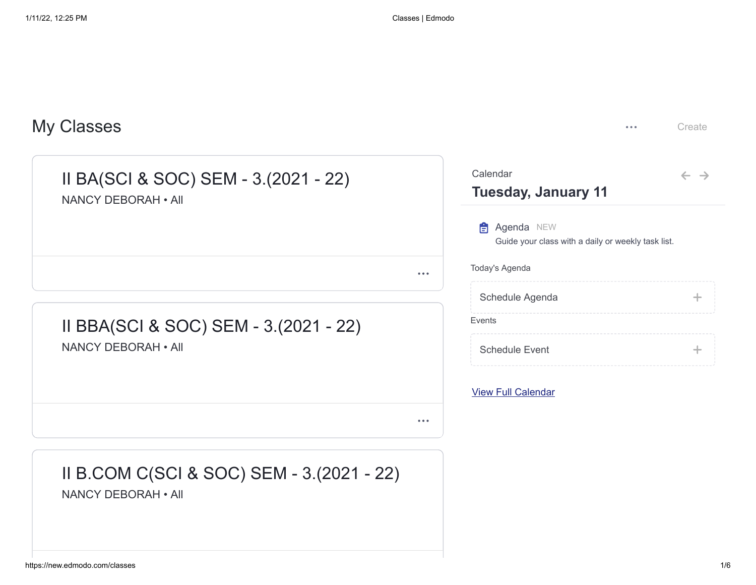# My Classes

Create

## II BA(SCI & SOC) SEM - 3.(2021 - 22)

NANCY DEBORAH • All

## II BBA(SCI & SOC) SEM - 3.(2021 - 22)

NANCY DEBORAH • All

## II B.COM C(SCI & SOC) SEM - 3.(2021 - 22)

NANCY DEBORAH • All

Calendar

**Tuesday, January 11**

Agenda NEW

Guide your class with a daily or weekly task list.

Today's Agenda

Schedule Agenda +

Events

Schedule Event +

View Full Calendar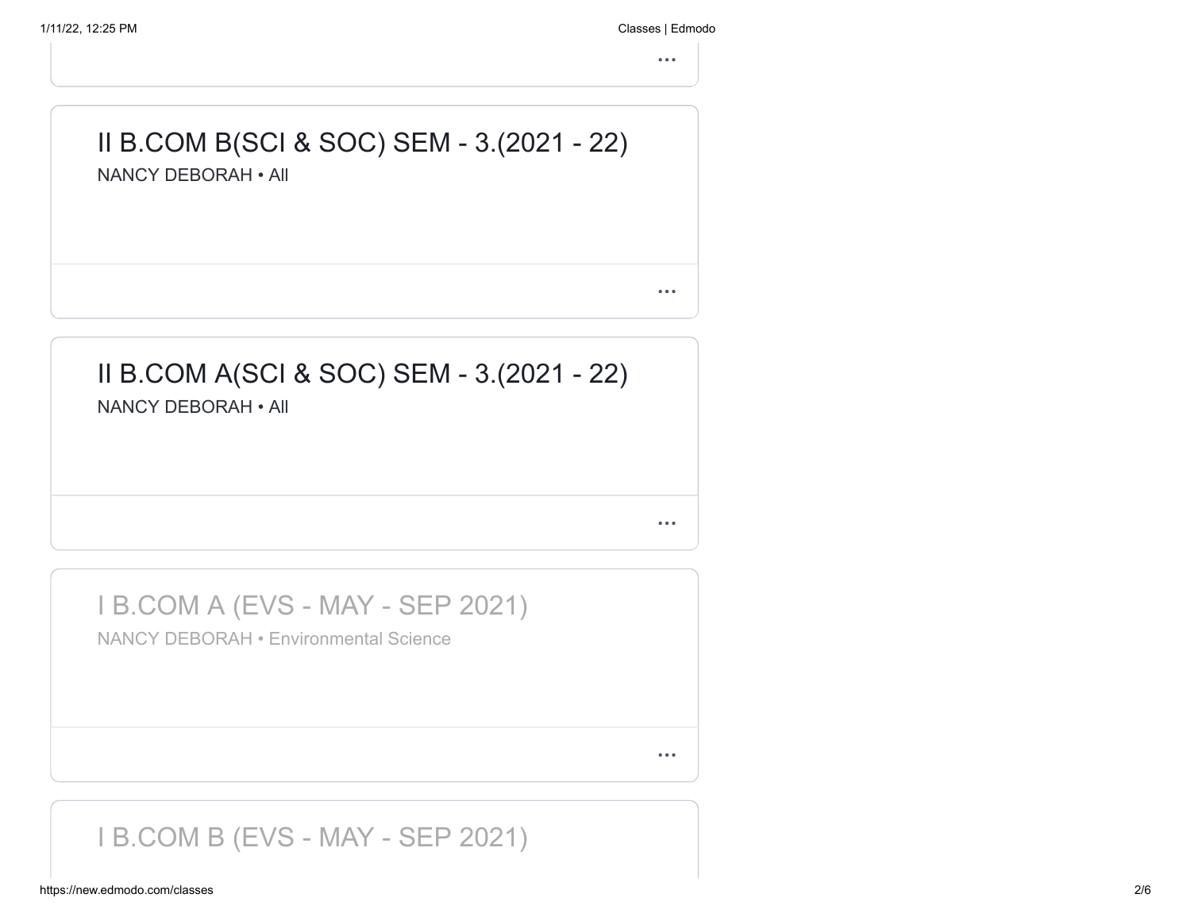## II B.COM B(SCI & SOC) SEM - 3.(2021 - 22)

NANCY DEBORAH • All

...

## II B.COM A(SCI & SOC) SEM - 3.(2021 - 22)

NANCY DEBORAH • All

...

## I B.COM A (EVS - MAY - SEP 2021)

NANCY DEBORAH • Environmental Science

...

## I B.COM B (EVS - MAY - SEP 2021)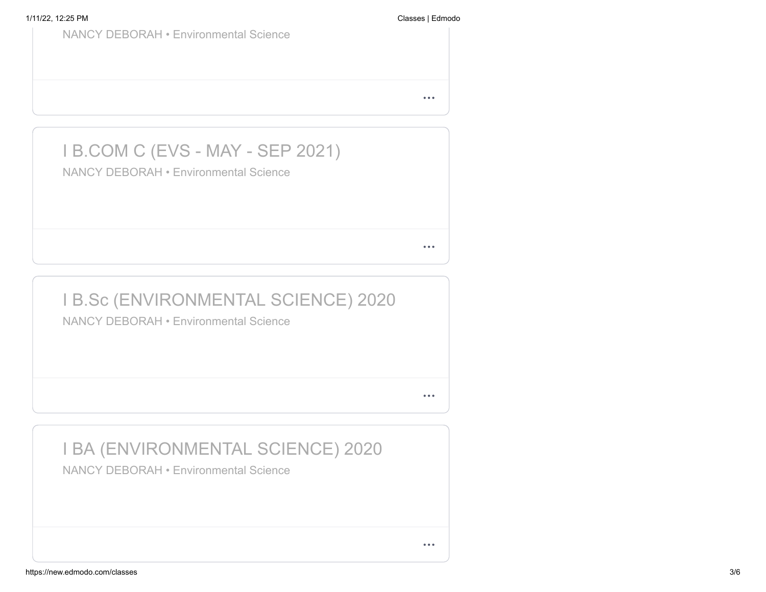NANCY DEBORAH • Environmental Science

...

## I B.COM C (EVS - MAY - SEP 2021)

NANCY DEBORAH • Environmental Science

...

## I B.Sc (ENVIRONMENTAL SCIENCE) 2020

NANCY DEBORAH • Environmental Science

...

## I BA (ENVIRONMENTAL SCIENCE) 2020

NANCY DEBORAH • Environmental Science

...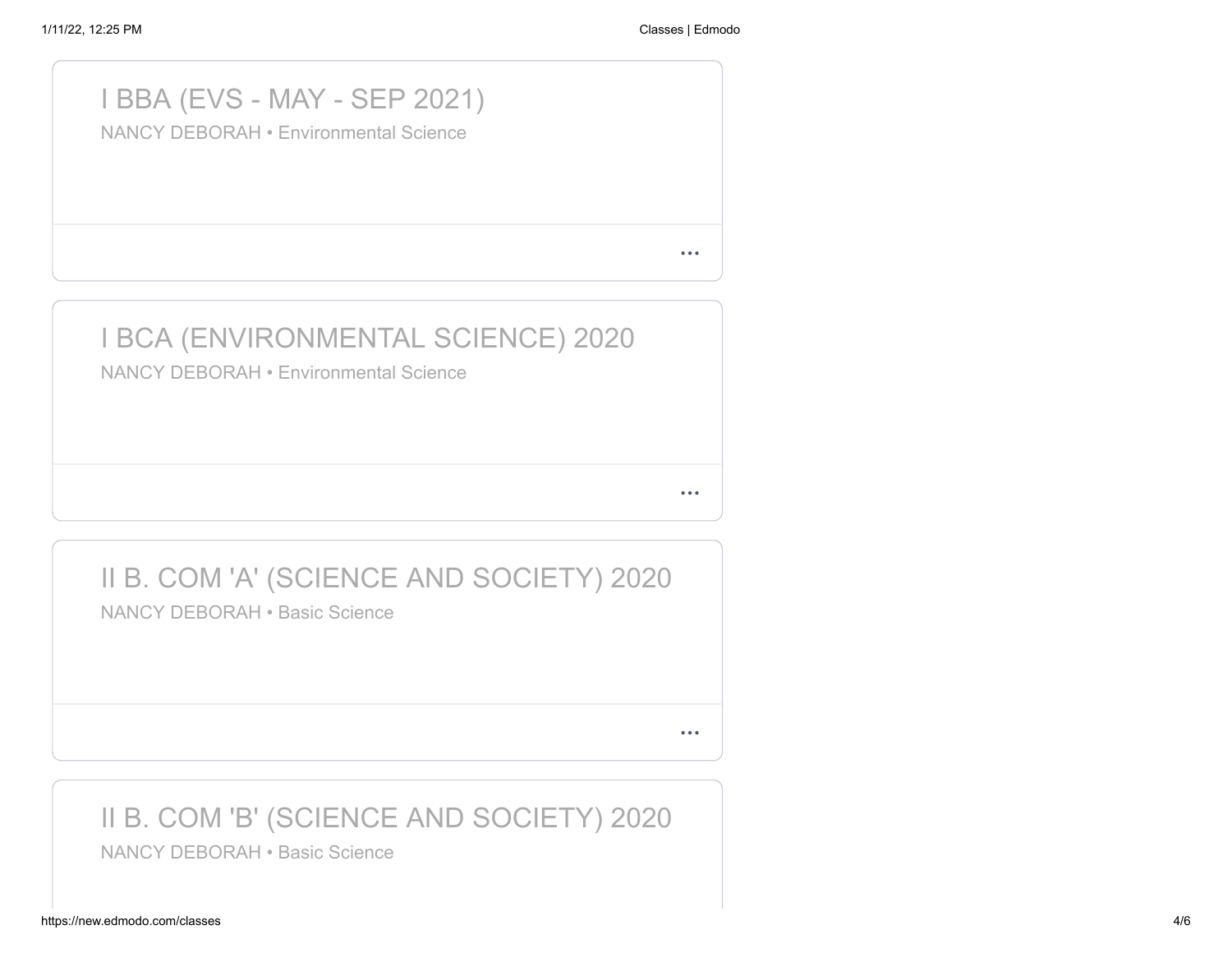## I BBA (EVS - MAY - SEP 2021)

NANCY DEBORAH • Environmental Science

...

## I BCA (ENVIRONMENTAL SCIENCE) 2020

NANCY DEBORAH • Environmental Science

...

## II B. COM 'A' (SCIENCE AND SOCIETY) 2020

NANCY DEBORAH • Basic Science

...

## II B. COM 'B' (SCIENCE AND SOCIETY) 2020

NANCY DEBORAH • Basic Science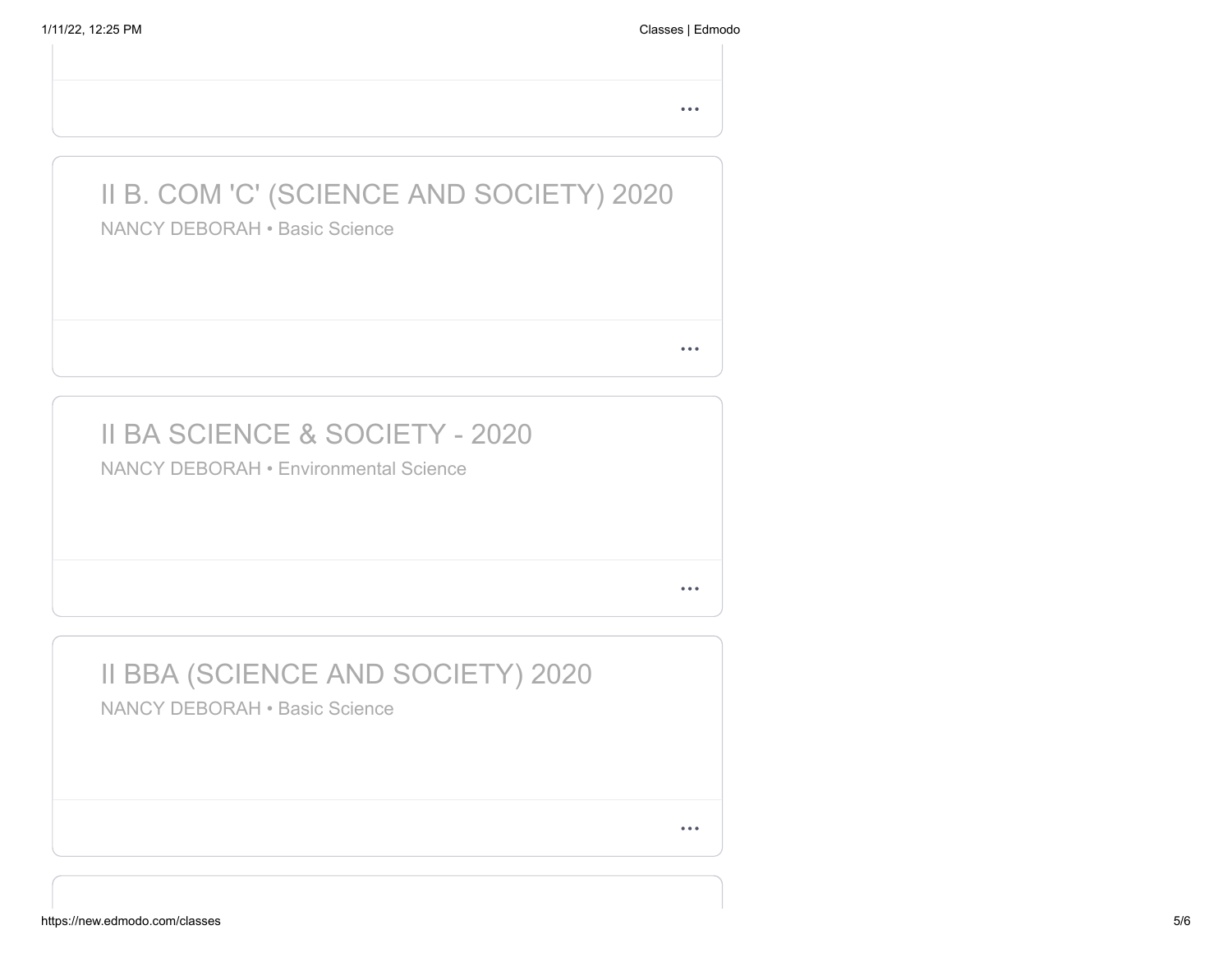## II B. COM 'C' (SCIENCE AND SOCIETY) 2020

NANCY DEBORAH • Basic Science

...

## II BA SCIENCE & SOCIETY - 2020

NANCY DEBORAH • Environmental Science

...

## II BBA (SCIENCE AND SOCIETY) 2020

NANCY DEBORAH • Basic Science

...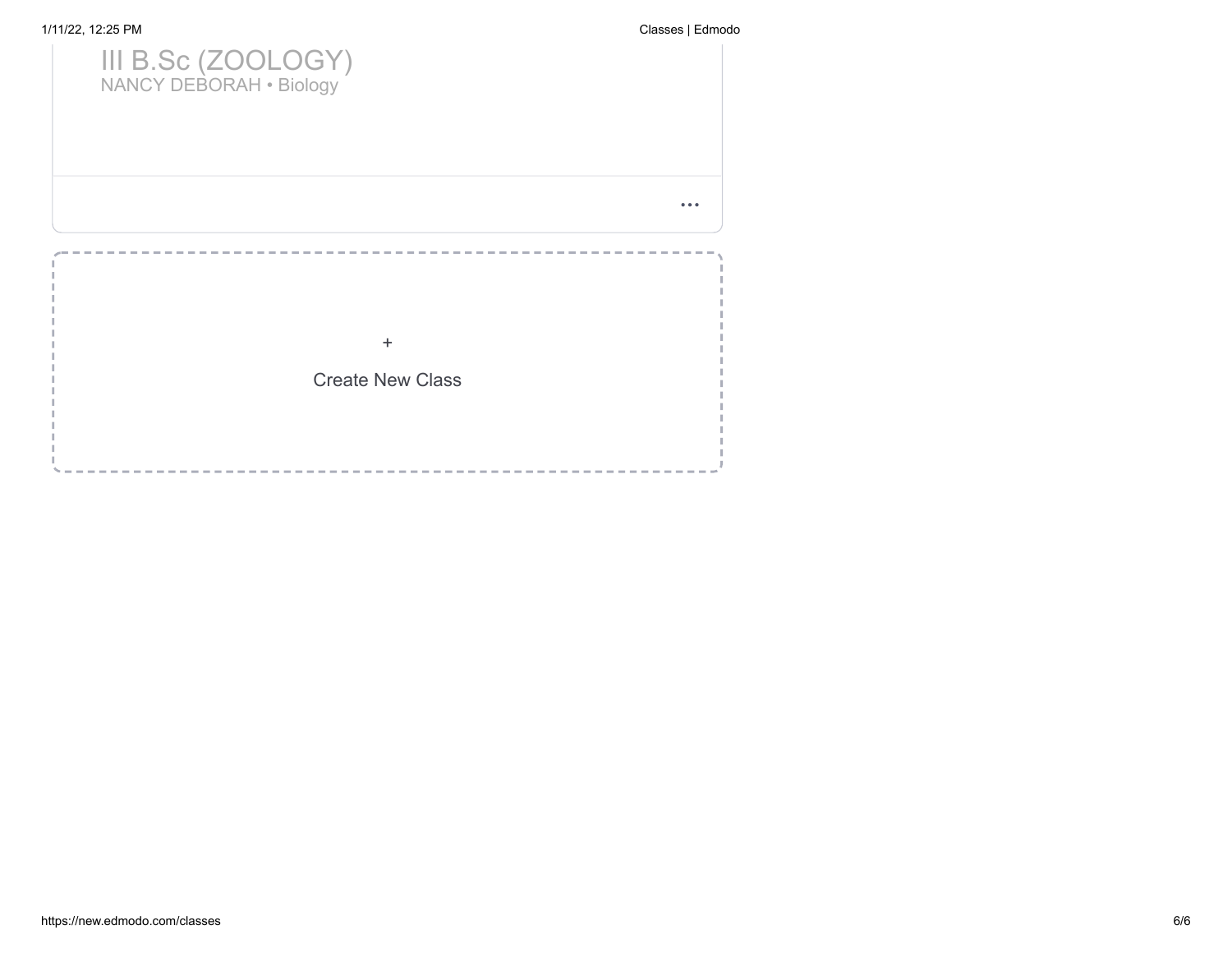III B.Sc (ZOOLOGY)

NANCY DEBORAH • Biology

...

+

Create New Class